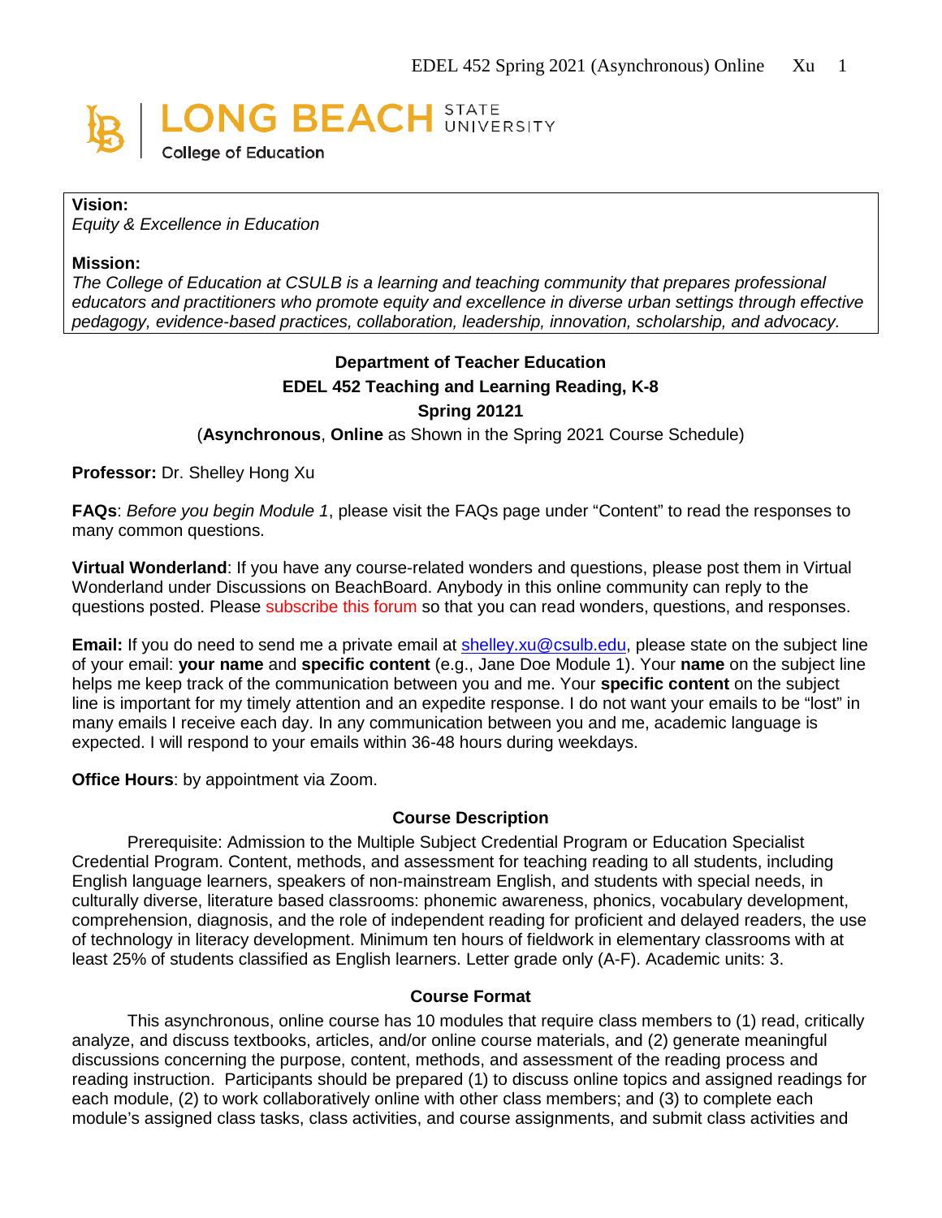LONG BEACH STATE UNIVERSITY

College of Education

**Vision:**
*Equity & Excellence in Education*

**Mission:**
*The College of Education at CSULB is a learning and teaching community that prepares professional educators and practitioners who promote equity and excellence in diverse urban settings through effective pedagogy, evidence-based practices, collaboration, leadership, innovation, scholarship, and advocacy.*

**Department of Teacher Education**

**EDEL 452 Teaching and Learning Reading, K-8**

**Spring 20121**

(**Asynchronous**, **Online** as Shown in the Spring 2021 Course Schedule)

**Professor:** Dr. Shelley Hong Xu

**FAQs**: *Before you begin Module 1*, please visit the FAQs page under "Content" to read the responses to many common questions.

**Virtual Wonderland**: If you have any course-related wonders and questions, please post them in Virtual Wonderland under Discussions on BeachBoard. Anybody in this online community can reply to the questions posted. Please subscribe this forum so that you can read wonders, questions, and responses.

**Email:** If you do need to send me a private email at shelley.xu@csulb.edu, please state on the subject line of your email: **your name** and **specific content** (e.g., Jane Doe Module 1). Your **name** on the subject line helps me keep track of the communication between you and me. Your **specific content** on the subject line is important for my timely attention and an expedite response. I do not want your emails to be "lost" in many emails I receive each day. In any communication between you and me, academic language is expected. I will respond to your emails within 36-48 hours during weekdays.

**Office Hours**: by appointment via Zoom.

## Course Description

Prerequisite: Admission to the Multiple Subject Credential Program or Education Specialist Credential Program. Content, methods, and assessment for teaching reading to all students, including English language learners, speakers of non-mainstream English, and students with special needs, in culturally diverse, literature based classrooms: phonemic awareness, phonics, vocabulary development, comprehension, diagnosis, and the role of independent reading for proficient and delayed readers, the use of technology in literacy development. Minimum ten hours of fieldwork in elementary classrooms with at least 25% of students classified as English learners. Letter grade only (A-F). Academic units: 3.

## Course Format

This asynchronous, online course has 10 modules that require class members to (1) read, critically analyze, and discuss textbooks, articles, and/or online course materials, and (2) generate meaningful discussions concerning the purpose, content, methods, and assessment of the reading process and reading instruction. Participants should be prepared (1) to discuss online topics and assigned readings for each module, (2) to work collaboratively online with other class members; and (3) to complete each module's assigned class tasks, class activities, and course assignments, and submit class activities and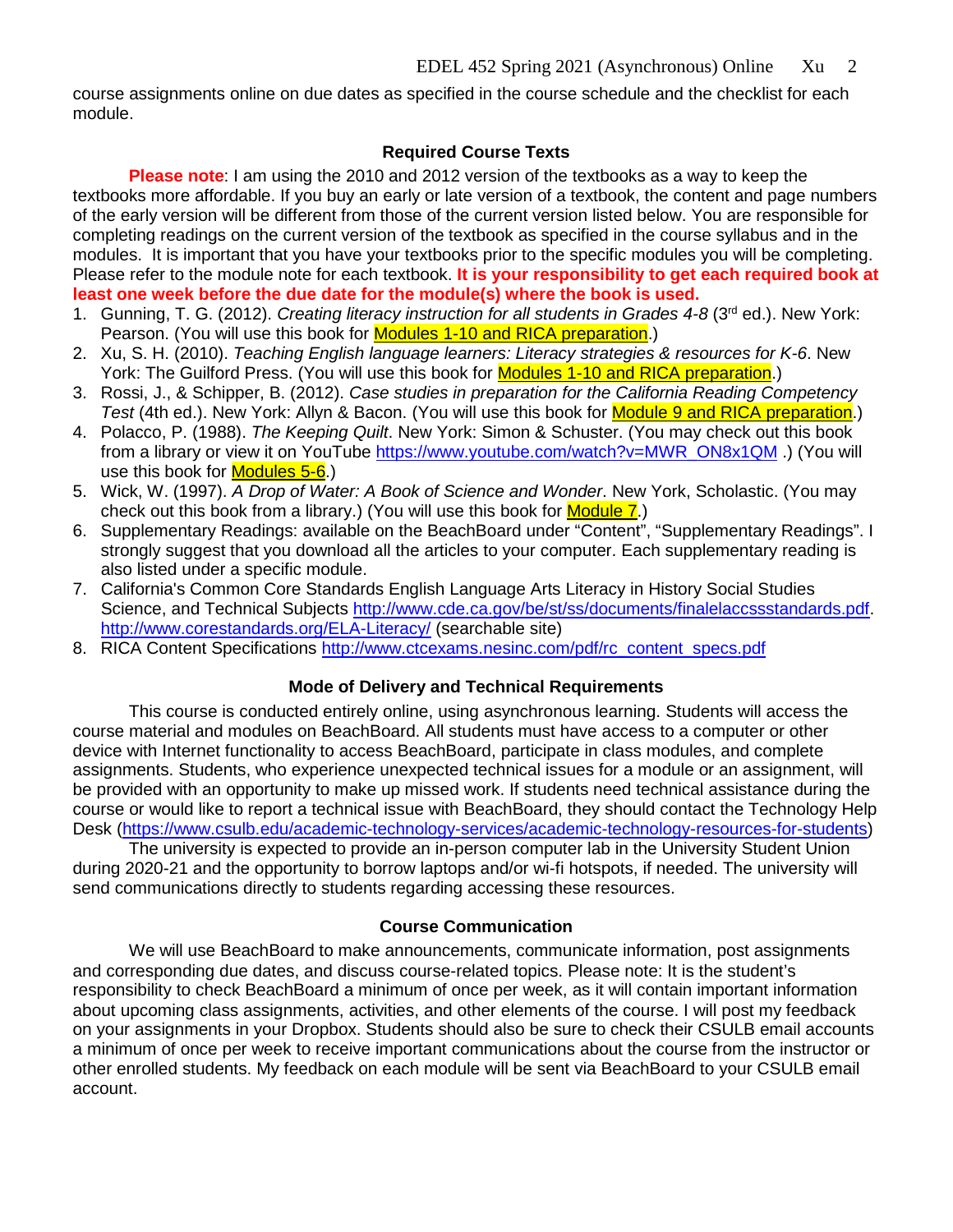course assignments online on due dates as specified in the course schedule and the checklist for each module.

## Required Course Texts

**Please note**: I am using the 2010 and 2012 version of the textbooks as a way to keep the textbooks more affordable. If you buy an early or late version of a textbook, the content and page numbers of the early version will be different from those of the current version listed below. You are responsible for completing readings on the current version of the textbook as specified in the course syllabus and in the modules. It is important that you have your textbooks prior to the specific modules you will be completing. Please refer to the module note for each textbook. **It is your responsibility to get each required book at least one week before the due date for the module(s) where the book is used.**

1. Gunning, T. G. (2012). *Creating literacy instruction for all students in Grades 4-8* (3rd ed.). New York: Pearson. (You will use this book for Modules 1-10 and RICA preparation.)
2. Xu, S. H. (2010). *Teaching English language learners: Literacy strategies & resources for K-6*. New York: The Guilford Press. (You will use this book for Modules 1-10 and RICA preparation.)
3. Rossi, J., & Schipper, B. (2012). *Case studies in preparation for the California Reading Competency Test* (4th ed.). New York: Allyn & Bacon. (You will use this book for Module 9 and RICA preparation.)
4. Polacco, P. (1988). *The Keeping Quilt*. New York: Simon & Schuster. (You may check out this book from a library or view it on YouTube https://www.youtube.com/watch?v=MWR_ON8x1QM .) (You will use this book for Modules 5-6.)
5. Wick, W. (1997). *A Drop of Water: A Book of Science and Wonder*. New York, Scholastic. (You may check out this book from a library.) (You will use this book for Module 7.)
6. Supplementary Readings: available on the BeachBoard under "Content", "Supplementary Readings". I strongly suggest that you download all the articles to your computer. Each supplementary reading is also listed under a specific module.
7. California's Common Core Standards English Language Arts Literacy in History Social Studies Science, and Technical Subjects http://www.cde.ca.gov/be/st/ss/documents/finalelaccssstandards.pdf. http://www.corestandards.org/ELA-Literacy/ (searchable site)
8. RICA Content Specifications http://www.ctcexams.nesinc.com/pdf/rc_content_specs.pdf

## Mode of Delivery and Technical Requirements

This course is conducted entirely online, using asynchronous learning. Students will access the course material and modules on BeachBoard. All students must have access to a computer or other device with Internet functionality to access BeachBoard, participate in class modules, and complete assignments. Students, who experience unexpected technical issues for a module or an assignment, will be provided with an opportunity to make up missed work. If students need technical assistance during the course or would like to report a technical issue with BeachBoard, they should contact the Technology Help Desk (https://www.csulb.edu/academic-technology-services/academic-technology-resources-for-students)

The university is expected to provide an in-person computer lab in the University Student Union during 2020-21 and the opportunity to borrow laptops and/or wi-fi hotspots, if needed. The university will send communications directly to students regarding accessing these resources.

## Course Communication

We will use BeachBoard to make announcements, communicate information, post assignments and corresponding due dates, and discuss course-related topics. Please note: It is the student's responsibility to check BeachBoard a minimum of once per week, as it will contain important information about upcoming class assignments, activities, and other elements of the course. I will post my feedback on your assignments in your Dropbox. Students should also be sure to check their CSULB email accounts a minimum of once per week to receive important communications about the course from the instructor or other enrolled students. My feedback on each module will be sent via BeachBoard to your CSULB email account.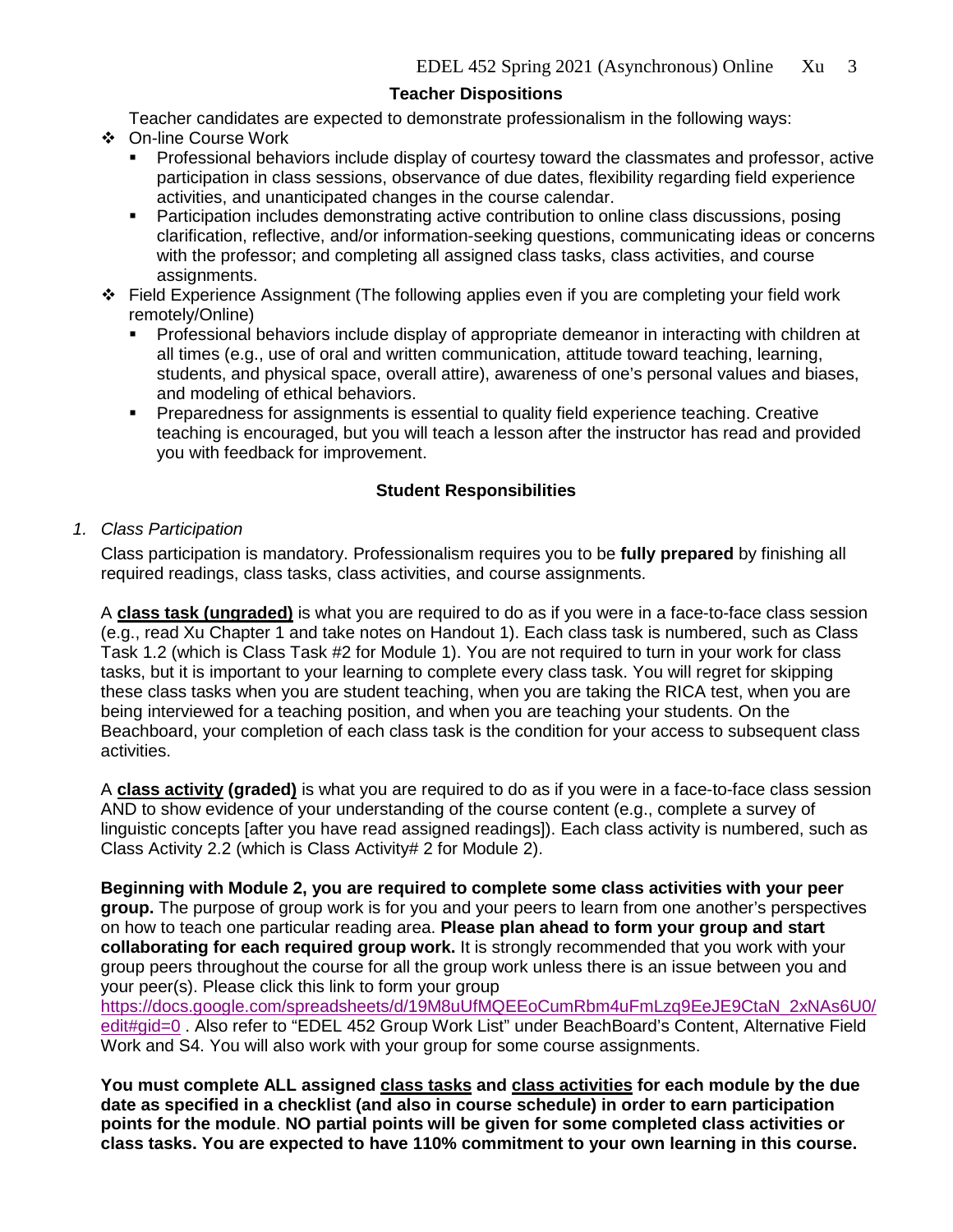## Teacher Dispositions

Teacher candidates are expected to demonstrate professionalism in the following ways:

- On-line Course Work
  - Professional behaviors include display of courtesy toward the classmates and professor, active participation in class sessions, observance of due dates, flexibility regarding field experience activities, and unanticipated changes in the course calendar.
  - Participation includes demonstrating active contribution to online class discussions, posing clarification, reflective, and/or information-seeking questions, communicating ideas or concerns with the professor; and completing all assigned class tasks, class activities, and course assignments.
- Field Experience Assignment (The following applies even if you are completing your field work remotely/Online)
  - Professional behaviors include display of appropriate demeanor in interacting with children at all times (e.g., use of oral and written communication, attitude toward teaching, learning, students, and physical space, overall attire), awareness of one's personal values and biases, and modeling of ethical behaviors.
  - Preparedness for assignments is essential to quality field experience teaching. Creative teaching is encouraged, but you will teach a lesson after the instructor has read and provided you with feedback for improvement.

## Student Responsibilities

1. *Class Participation*

Class participation is mandatory. Professionalism requires you to be **fully prepared** by finishing all required readings, class tasks, class activities, and course assignments.

A **class task (ungraded)** is what you are required to do as if you were in a face-to-face class session (e.g., read Xu Chapter 1 and take notes on Handout 1). Each class task is numbered, such as Class Task 1.2 (which is Class Task #2 for Module 1). You are not required to turn in your work for class tasks, but it is important to your learning to complete every class task. You will regret for skipping these class tasks when you are student teaching, when you are taking the RICA test, when you are being interviewed for a teaching position, and when you are teaching your students. On the Beachboard, your completion of each class task is the condition for your access to subsequent class activities.

A **class activity (graded)** is what you are required to do as if you were in a face-to-face class session AND to show evidence of your understanding of the course content (e.g., complete a survey of linguistic concepts [after you have read assigned readings]). Each class activity is numbered, such as Class Activity 2.2 (which is Class Activity# 2 for Module 2).

**Beginning with Module 2, you are required to complete some class activities with your peer group.** The purpose of group work is for you and your peers to learn from one another's perspectives on how to teach one particular reading area. **Please plan ahead to form your group and start collaborating for each required group work.** It is strongly recommended that you work with your group peers throughout the course for all the group work unless there is an issue between you and your peer(s). Please click this link to form your group https://docs.google.com/spreadsheets/d/19M8uUfMQEEoCumRbm4uFmLzq9EeJE9CtaN_2xNAs6U0/edit#gid=0 . Also refer to "EDEL 452 Group Work List" under BeachBoard's Content, Alternative Field Work and S4. You will also work with your group for some course assignments.

**You must complete ALL assigned class tasks and class activities for each module by the due date as specified in a checklist (and also in course schedule) in order to earn participation points for the module**. **NO partial points will be given for some completed class activities or class tasks. You are expected to have 110% commitment to your own learning in this course.**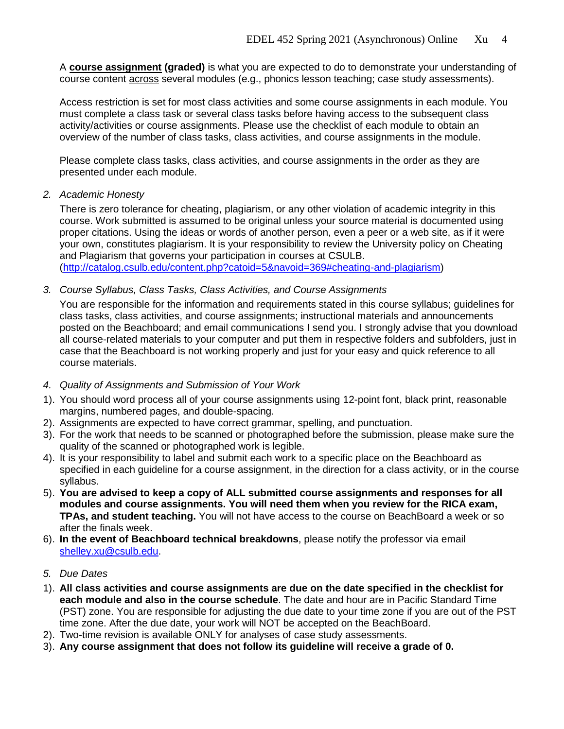A **course assignment (graded)** is what you are expected to do to demonstrate your understanding of course content across several modules (e.g., phonics lesson teaching; case study assessments).

Access restriction is set for most class activities and some course assignments in each module. You must complete a class task or several class tasks before having access to the subsequent class activity/activities or course assignments. Please use the checklist of each module to obtain an overview of the number of class tasks, class activities, and course assignments in the module.

Please complete class tasks, class activities, and course assignments in the order as they are presented under each module.

*2. Academic Honesty*

There is zero tolerance for cheating, plagiarism, or any other violation of academic integrity in this course. Work submitted is assumed to be original unless your source material is documented using proper citations. Using the ideas or words of another person, even a peer or a web site, as if it were your own, constitutes plagiarism. It is your responsibility to review the University policy on Cheating and Plagiarism that governs your participation in courses at CSULB. (http://catalog.csulb.edu/content.php?catoid=5&navoid=369#cheating-and-plagiarism)

*3. Course Syllabus, Class Tasks, Class Activities, and Course Assignments*

You are responsible for the information and requirements stated in this course syllabus; guidelines for class tasks, class activities, and course assignments; instructional materials and announcements posted on the Beachboard; and email communications I send you. I strongly advise that you download all course-related materials to your computer and put them in respective folders and subfolders, just in case that the Beachboard is not working properly and just for your easy and quick reference to all course materials.

*4. Quality of Assignments and Submission of Your Work*

1). You should word process all of your course assignments using 12-point font, black print, reasonable margins, numbered pages, and double-spacing.
2). Assignments are expected to have correct grammar, spelling, and punctuation.
3). For the work that needs to be scanned or photographed before the submission, please make sure the quality of the scanned or photographed work is legible.
4). It is your responsibility to label and submit each work to a specific place on the Beachboard as specified in each guideline for a course assignment, in the direction for a class activity, or in the course syllabus.
5). **You are advised to keep a copy of ALL submitted course assignments and responses for all modules and course assignments. You will need them when you review for the RICA exam, TPAs, and student teaching.** You will not have access to the course on BeachBoard a week or so after the finals week.
6). **In the event of Beachboard technical breakdowns**, please notify the professor via email shelley.xu@csulb.edu.

*5. Due Dates*

1). **All class activities and course assignments are due on the date specified in the checklist for each module and also in the course schedule**. The date and hour are in Pacific Standard Time (PST) zone. You are responsible for adjusting the due date to your time zone if you are out of the PST time zone. After the due date, your work will NOT be accepted on the BeachBoard.
2). Two-time revision is available ONLY for analyses of case study assessments.
3). **Any course assignment that does not follow its guideline will receive a grade of 0.**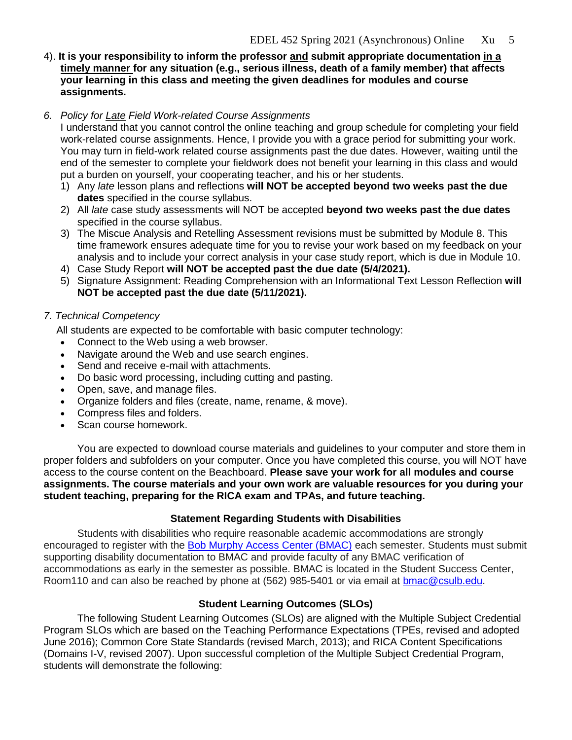4). **It is your responsibility to inform the professor <u>and</u> submit appropriate documentation <u>in a timely manner</u> for any situation (e.g., serious illness, death of a family member) that affects your learning in this class and meeting the given deadlines for modules and course assignments.**

*6. Policy for <u>Late</u> Field Work-related Course Assignments*

I understand that you cannot control the online teaching and group schedule for completing your field work-related course assignments. Hence, I provide you with a grace period for submitting your work. You may turn in field-work related course assignments past the due dates. However, waiting until the end of the semester to complete your fieldwork does not benefit your learning in this class and would put a burden on yourself, your cooperating teacher, and his or her students.

1) Any *late* lesson plans and reflections **will NOT be accepted beyond two weeks past the due dates** specified in the course syllabus.
2) All *late* case study assessments will NOT be accepted **beyond two weeks past the due dates** specified in the course syllabus.
3) The Miscue Analysis and Retelling Assessment revisions must be submitted by Module 8. This time framework ensures adequate time for you to revise your work based on my feedback on your analysis and to include your correct analysis in your case study report, which is due in Module 10.
4) Case Study Report **will NOT be accepted past the due date (5/4/2021).**
5) Signature Assignment: Reading Comprehension with an Informational Text Lesson Reflection **will NOT be accepted past the due date (5/11/2021).**

*7. Technical Competency*

All students are expected to be comfortable with basic computer technology:

- Connect to the Web using a web browser.
- Navigate around the Web and use search engines.
- Send and receive e-mail with attachments.
- Do basic word processing, including cutting and pasting.
- Open, save, and manage files.
- Organize folders and files (create, name, rename, & move).
- Compress files and folders.
- Scan course homework.

You are expected to download course materials and guidelines to your computer and store them in proper folders and subfolders on your computer. Once you have completed this course, you will NOT have access to the course content on the Beachboard. **Please save your work for all modules and course assignments. The course materials and your own work are valuable resources for you during your student teaching, preparing for the RICA exam and TPAs, and future teaching.**

## Statement Regarding Students with Disabilities

Students with disabilities who require reasonable academic accommodations are strongly encouraged to register with the Bob Murphy Access Center (BMAC) each semester. Students must submit supporting disability documentation to BMAC and provide faculty of any BMAC verification of accommodations as early in the semester as possible. BMAC is located in the Student Success Center, Room110 and can also be reached by phone at (562) 985-5401 or via email at bmac@csulb.edu.

## Student Learning Outcomes (SLOs)

The following Student Learning Outcomes (SLOs) are aligned with the Multiple Subject Credential Program SLOs which are based on the Teaching Performance Expectations (TPEs, revised and adopted June 2016); Common Core State Standards (revised March, 2013); and RICA Content Specifications (Domains I-V, revised 2007). Upon successful completion of the Multiple Subject Credential Program, students will demonstrate the following: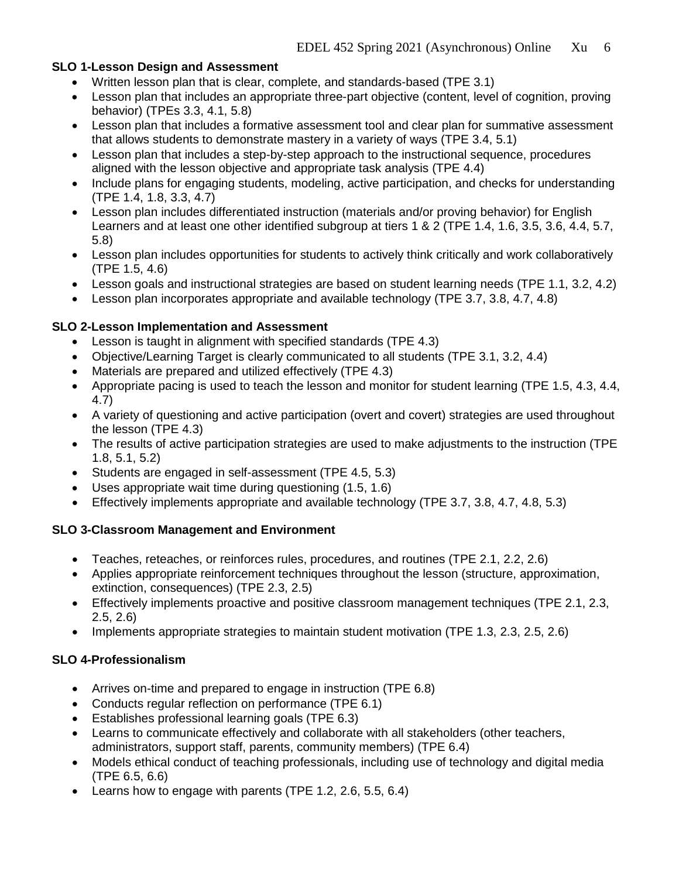**SLO 1-Lesson Design and Assessment**

- Written lesson plan that is clear, complete, and standards-based (TPE 3.1)
- Lesson plan that includes an appropriate three-part objective (content, level of cognition, proving behavior) (TPEs 3.3, 4.1, 5.8)
- Lesson plan that includes a formative assessment tool and clear plan for summative assessment that allows students to demonstrate mastery in a variety of ways (TPE 3.4, 5.1)
- Lesson plan that includes a step-by-step approach to the instructional sequence, procedures aligned with the lesson objective and appropriate task analysis (TPE 4.4)
- Include plans for engaging students, modeling, active participation, and checks for understanding (TPE 1.4, 1.8, 3.3, 4.7)
- Lesson plan includes differentiated instruction (materials and/or proving behavior) for English Learners and at least one other identified subgroup at tiers 1 & 2 (TPE 1.4, 1.6, 3.5, 3.6, 4.4, 5.7, 5.8)
- Lesson plan includes opportunities for students to actively think critically and work collaboratively (TPE 1.5, 4.6)
- Lesson goals and instructional strategies are based on student learning needs (TPE 1.1, 3.2, 4.2)
- Lesson plan incorporates appropriate and available technology (TPE 3.7, 3.8, 4.7, 4.8)

**SLO 2-Lesson Implementation and Assessment**

- Lesson is taught in alignment with specified standards (TPE 4.3)
- Objective/Learning Target is clearly communicated to all students (TPE 3.1, 3.2, 4.4)
- Materials are prepared and utilized effectively (TPE 4.3)
- Appropriate pacing is used to teach the lesson and monitor for student learning (TPE 1.5, 4.3, 4.4, 4.7)
- A variety of questioning and active participation (overt and covert) strategies are used throughout the lesson (TPE 4.3)
- The results of active participation strategies are used to make adjustments to the instruction (TPE 1.8, 5.1, 5.2)
- Students are engaged in self-assessment (TPE 4.5, 5.3)
- Uses appropriate wait time during questioning (1.5, 1.6)
- Effectively implements appropriate and available technology (TPE 3.7, 3.8, 4.7, 4.8, 5.3)

**SLO 3-Classroom Management and Environment**

- Teaches, reteaches, or reinforces rules, procedures, and routines (TPE 2.1, 2.2, 2.6)
- Applies appropriate reinforcement techniques throughout the lesson (structure, approximation, extinction, consequences) (TPE 2.3, 2.5)
- Effectively implements proactive and positive classroom management techniques (TPE 2.1, 2.3, 2.5, 2.6)
- Implements appropriate strategies to maintain student motivation (TPE 1.3, 2.3, 2.5, 2.6)

**SLO 4-Professionalism**

- Arrives on-time and prepared to engage in instruction (TPE 6.8)
- Conducts regular reflection on performance (TPE 6.1)
- Establishes professional learning goals (TPE 6.3)
- Learns to communicate effectively and collaborate with all stakeholders (other teachers, administrators, support staff, parents, community members) (TPE 6.4)
- Models ethical conduct of teaching professionals, including use of technology and digital media (TPE 6.5, 6.6)
- Learns how to engage with parents (TPE 1.2, 2.6, 5.5, 6.4)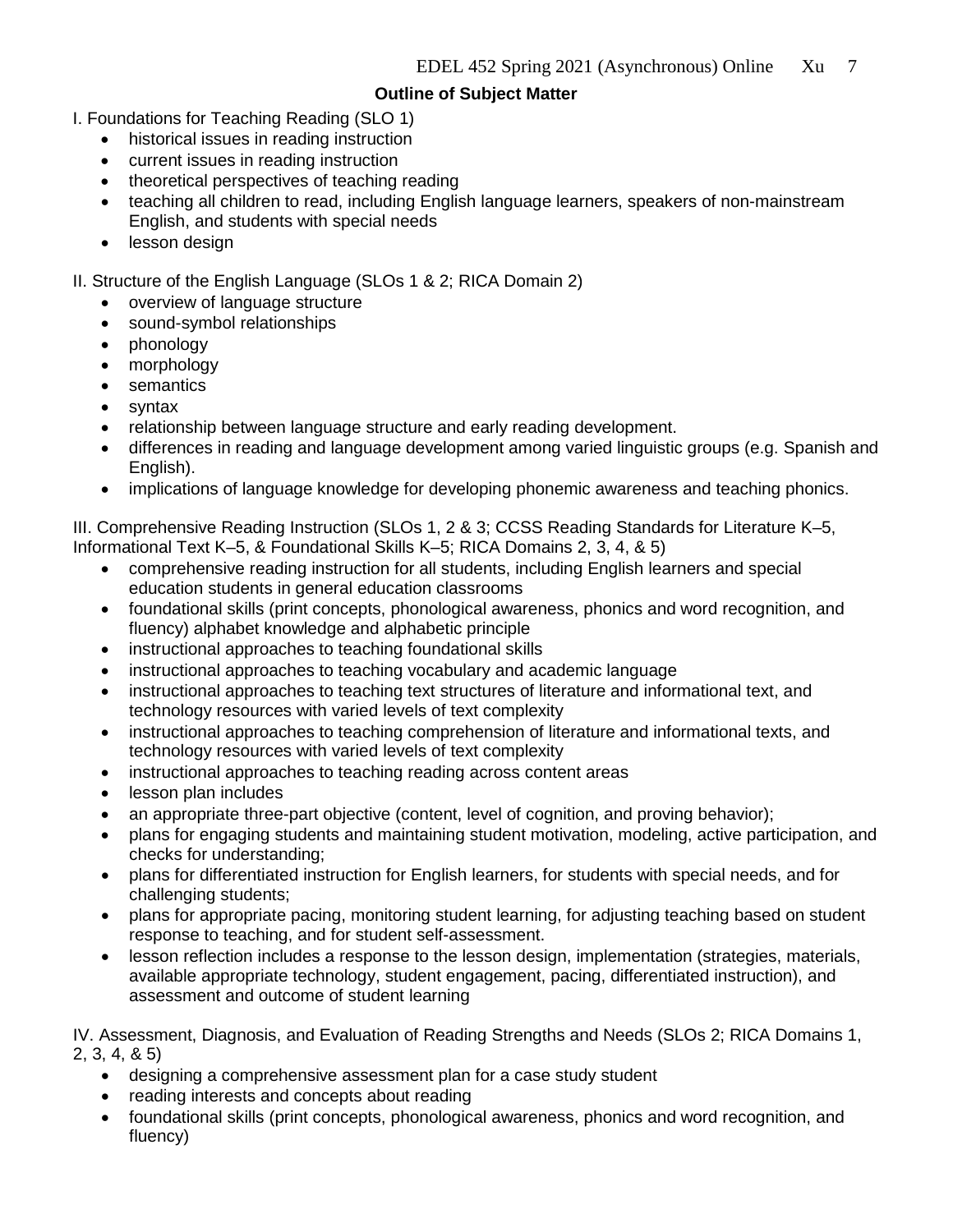## Outline of Subject Matter

I. Foundations for Teaching Reading (SLO 1)

- historical issues in reading instruction
- current issues in reading instruction
- theoretical perspectives of teaching reading
- teaching all children to read, including English language learners, speakers of non-mainstream English, and students with special needs
- lesson design

II. Structure of the English Language (SLOs 1 & 2; RICA Domain 2)

- overview of language structure
- sound-symbol relationships
- phonology
- morphology
- semantics
- syntax
- relationship between language structure and early reading development.
- differences in reading and language development among varied linguistic groups (e.g. Spanish and English).
- implications of language knowledge for developing phonemic awareness and teaching phonics.

III. Comprehensive Reading Instruction (SLOs 1, 2 & 3; CCSS Reading Standards for Literature K–5, Informational Text K–5, & Foundational Skills K–5; RICA Domains 2, 3, 4, & 5)

- comprehensive reading instruction for all students, including English learners and special education students in general education classrooms
- foundational skills (print concepts, phonological awareness, phonics and word recognition, and fluency) alphabet knowledge and alphabetic principle
- instructional approaches to teaching foundational skills
- instructional approaches to teaching vocabulary and academic language
- instructional approaches to teaching text structures of literature and informational text, and technology resources with varied levels of text complexity
- instructional approaches to teaching comprehension of literature and informational texts, and technology resources with varied levels of text complexity
- instructional approaches to teaching reading across content areas
- lesson plan includes
- an appropriate three-part objective (content, level of cognition, and proving behavior);
- plans for engaging students and maintaining student motivation, modeling, active participation, and checks for understanding;
- plans for differentiated instruction for English learners, for students with special needs, and for challenging students;
- plans for appropriate pacing, monitoring student learning, for adjusting teaching based on student response to teaching, and for student self-assessment.
- lesson reflection includes a response to the lesson design, implementation (strategies, materials, available appropriate technology, student engagement, pacing, differentiated instruction), and assessment and outcome of student learning

IV. Assessment, Diagnosis, and Evaluation of Reading Strengths and Needs (SLOs 2; RICA Domains 1, 2, 3, 4, & 5)

- designing a comprehensive assessment plan for a case study student
- reading interests and concepts about reading
- foundational skills (print concepts, phonological awareness, phonics and word recognition, and fluency)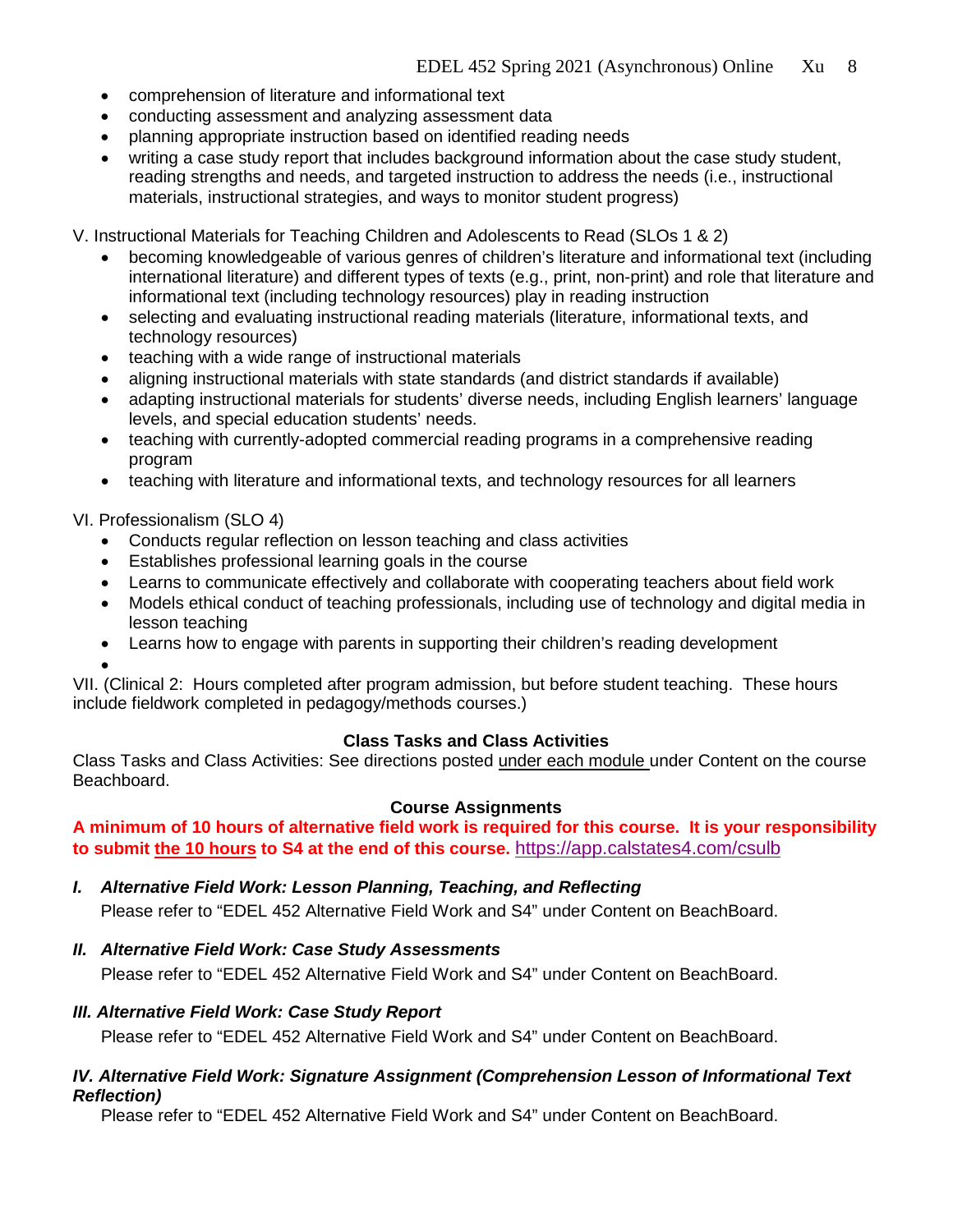- comprehension of literature and informational text
- conducting assessment and analyzing assessment data
- planning appropriate instruction based on identified reading needs
- writing a case study report that includes background information about the case study student, reading strengths and needs, and targeted instruction to address the needs (i.e., instructional materials, instructional strategies, and ways to monitor student progress)

V. Instructional Materials for Teaching Children and Adolescents to Read (SLOs 1 & 2)

- becoming knowledgeable of various genres of children's literature and informational text (including international literature) and different types of texts (e.g., print, non-print) and role that literature and informational text (including technology resources) play in reading instruction
- selecting and evaluating instructional reading materials (literature, informational texts, and technology resources)
- teaching with a wide range of instructional materials
- aligning instructional materials with state standards (and district standards if available)
- adapting instructional materials for students' diverse needs, including English learners' language levels, and special education students' needs.
- teaching with currently-adopted commercial reading programs in a comprehensive reading program
- teaching with literature and informational texts, and technology resources for all learners

VI. Professionalism (SLO 4)

- Conducts regular reflection on lesson teaching and class activities
- Establishes professional learning goals in the course
- Learns to communicate effectively and collaborate with cooperating teachers about field work
- Models ethical conduct of teaching professionals, including use of technology and digital media in lesson teaching
- Learns how to engage with parents in supporting their children's reading development

VII. (Clinical 2: Hours completed after program admission, but before student teaching. These hours include fieldwork completed in pedagogy/methods courses.)

### Class Tasks and Class Activities

Class Tasks and Class Activities: See directions posted under each module under Content on the course Beachboard.

### Course Assignments

**A minimum of 10 hours of alternative field work is required for this course. It is your responsibility to submit the 10 hours to S4 at the end of this course.** https://app.calstates4.com/csulb

#### *I. Alternative Field Work: Lesson Planning, Teaching, and Reflecting*

Please refer to "EDEL 452 Alternative Field Work and S4" under Content on BeachBoard.

#### *II. Alternative Field Work: Case Study Assessments*

Please refer to "EDEL 452 Alternative Field Work and S4" under Content on BeachBoard.

#### *III. Alternative Field Work: Case Study Report*

Please refer to "EDEL 452 Alternative Field Work and S4" under Content on BeachBoard.

#### *IV. Alternative Field Work: Signature Assignment (Comprehension Lesson of Informational Text Reflection)*

Please refer to "EDEL 452 Alternative Field Work and S4" under Content on BeachBoard.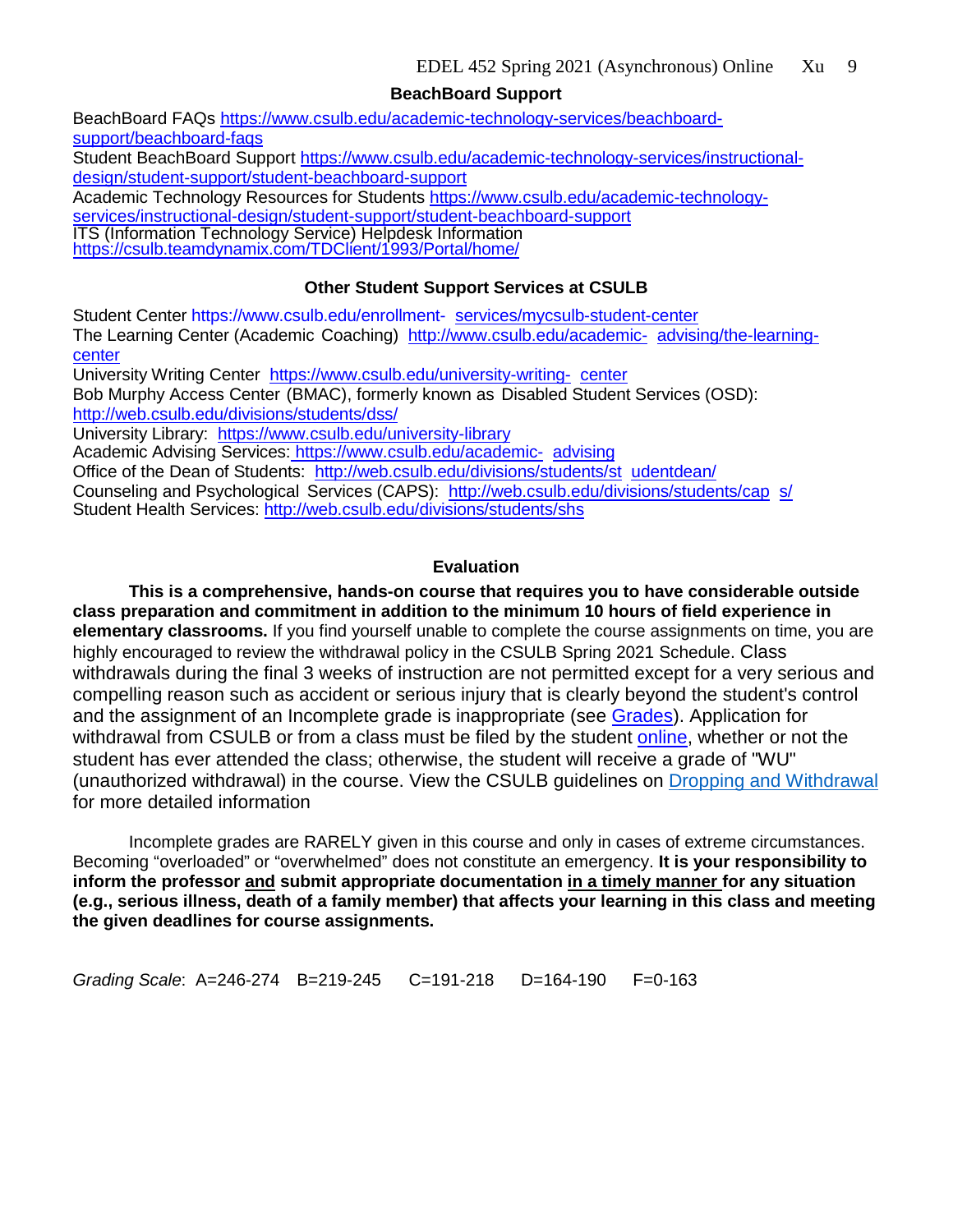## BeachBoard Support

BeachBoard FAQs https://www.csulb.edu/academic-technology-services/beachboard-support/beachboard-faqs
Student BeachBoard Support https://www.csulb.edu/academic-technology-services/instructional-design/student-support/student-beachboard-support
Academic Technology Resources for Students https://www.csulb.edu/academic-technology-services/instructional-design/student-support/student-beachboard-support
ITS (Information Technology Service) Helpdesk Information https://csulb.teamdynamix.com/TDClient/1993/Portal/home/

## Other Student Support Services at CSULB

Student Center https://www.csulb.edu/enrollment- services/mycsulb-student-center
The Learning Center (Academic Coaching) http://www.csulb.edu/academic- advising/the-learning-center
University Writing Center https://www.csulb.edu/university-writing- center
Bob Murphy Access Center (BMAC), formerly known as Disabled Student Services (OSD): http://web.csulb.edu/divisions/students/dss/
University Library: https://www.csulb.edu/university-library
Academic Advising Services: https://www.csulb.edu/academic- advising
Office of the Dean of Students: http://web.csulb.edu/divisions/students/st udentdean/
Counseling and Psychological Services (CAPS): http://web.csulb.edu/divisions/students/cap s/
Student Health Services: http://web.csulb.edu/divisions/students/shs

## Evaluation

**This is a comprehensive, hands-on course that requires you to have considerable outside class preparation and commitment in addition to the minimum 10 hours of field experience in elementary classrooms.** If you find yourself unable to complete the course assignments on time, you are highly encouraged to review the withdrawal policy in the CSULB Spring 2021 Schedule. Class withdrawals during the final 3 weeks of instruction are not permitted except for a very serious and compelling reason such as accident or serious injury that is clearly beyond the student's control and the assignment of an Incomplete grade is inappropriate (see Grades). Application for withdrawal from CSULB or from a class must be filed by the student online, whether or not the student has ever attended the class; otherwise, the student will receive a grade of "WU" (unauthorized withdrawal) in the course. View the CSULB guidelines on Dropping and Withdrawal for more detailed information

Incomplete grades are RARELY given in this course and only in cases of extreme circumstances. Becoming "overloaded" or "overwhelmed" does not constitute an emergency. **It is your responsibility to inform the professor and submit appropriate documentation in a timely manner for any situation (e.g., serious illness, death of a family member) that affects your learning in this class and meeting the given deadlines for course assignments.**

*Grading Scale*: A=246-274 B=219-245 C=191-218 D=164-190 F=0-163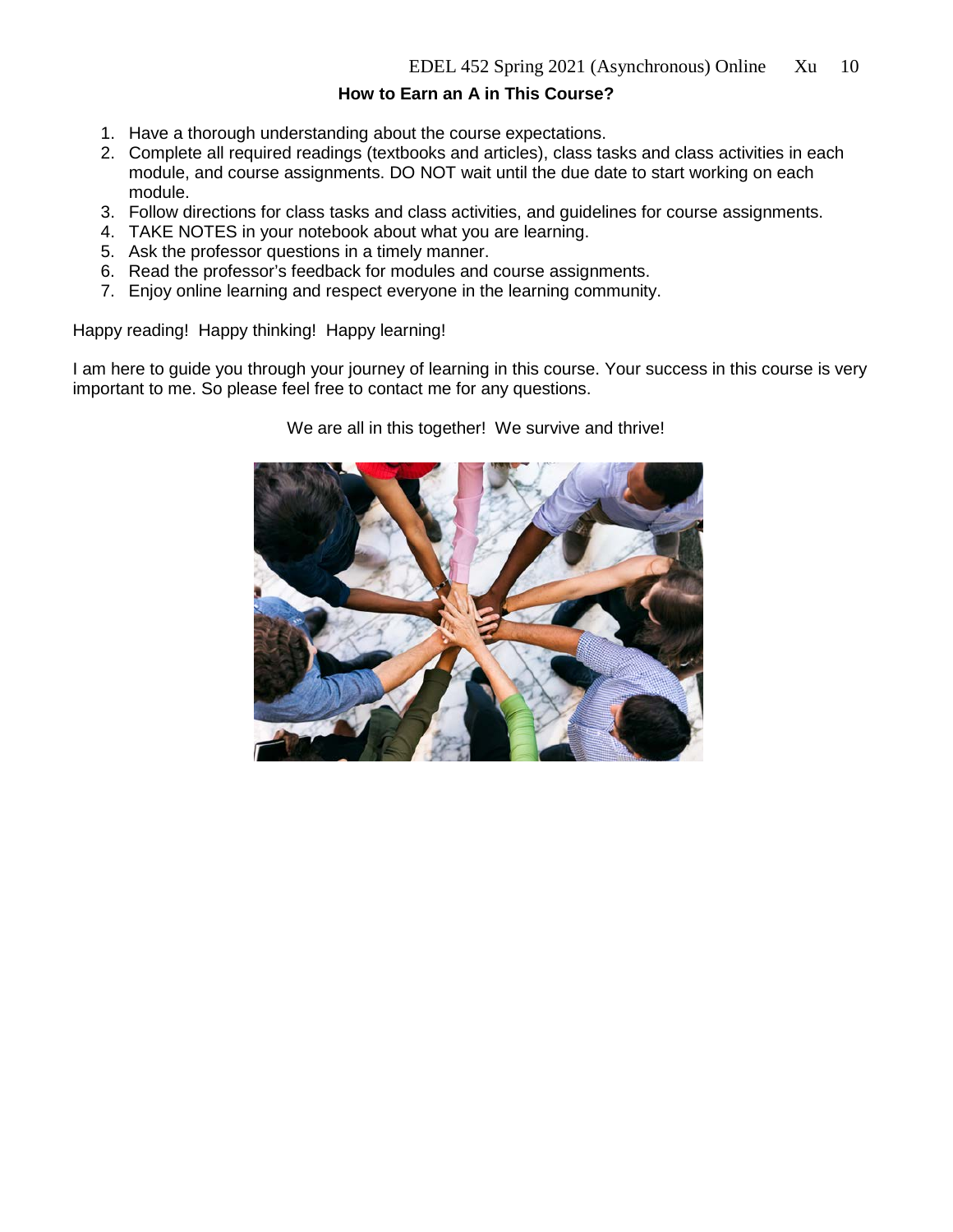## How to Earn an A in This Course?

1. Have a thorough understanding about the course expectations.
2. Complete all required readings (textbooks and articles), class tasks and class activities in each module, and course assignments. DO NOT wait until the due date to start working on each module.
3. Follow directions for class tasks and class activities, and guidelines for course assignments.
4. TAKE NOTES in your notebook about what you are learning.
5. Ask the professor questions in a timely manner.
6. Read the professor's feedback for modules and course assignments.
7. Enjoy online learning and respect everyone in the learning community.

Happy reading! Happy thinking! Happy learning!

I am here to guide you through your journey of learning in this course. Your success in this course is very important to me. So please feel free to contact me for any questions.

We are all in this together! We survive and thrive!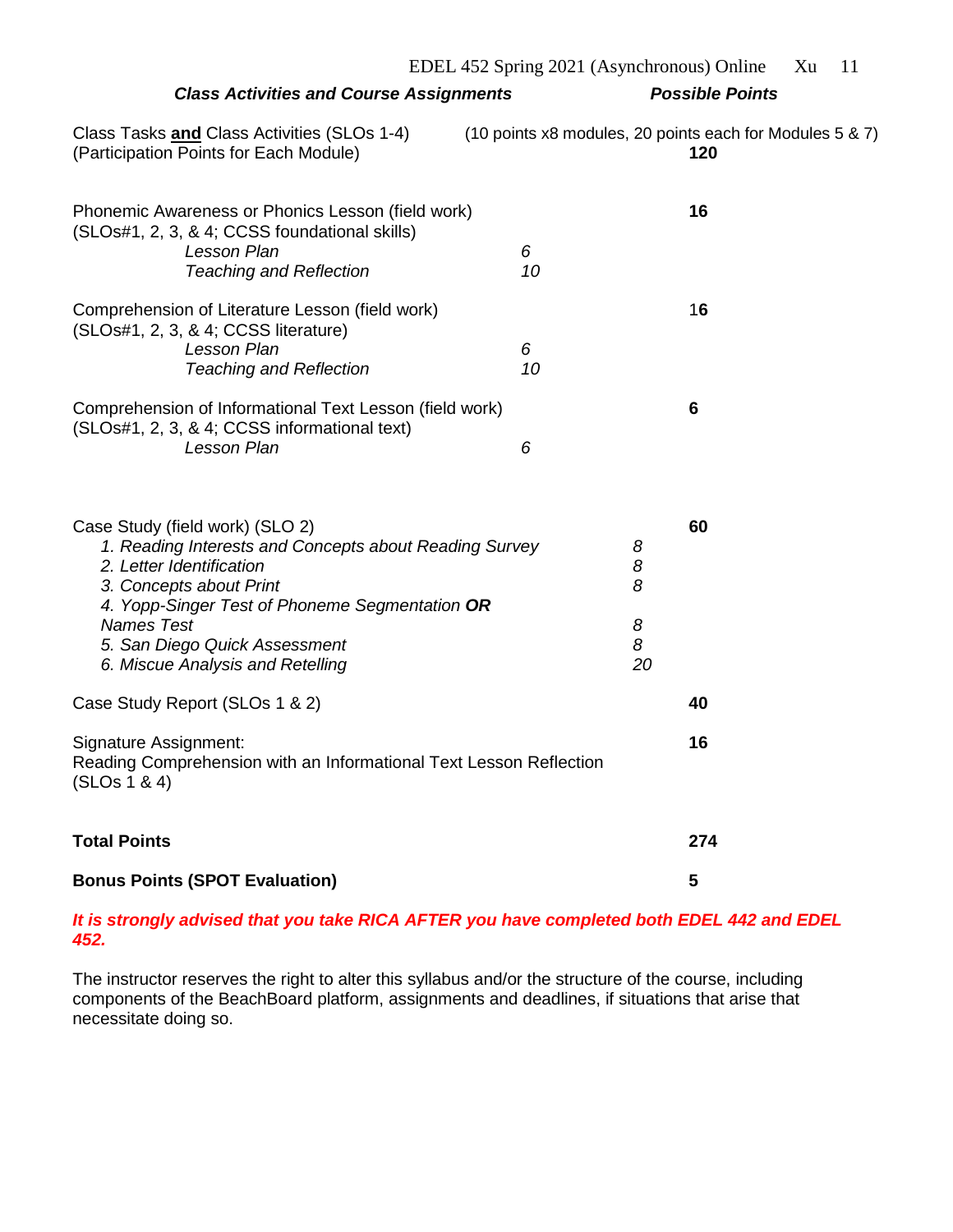| ***Class Activities and Course Assignments*** | | | ***Possible Points*** |
|---|---|---|---|
| Class Tasks **and** Class Activities (SLOs 1-4) (Participation Points for Each Module) | (10 points x8 modules, 20 points each for Modules 5 & 7) | | **120** |
| Phonemic Awareness or Phonics Lesson (field work) (SLOs#1, 2, 3, & 4; CCSS foundational skills) | | | **16** |
| *Lesson Plan* | *6* | | |
| *Teaching and Reflection* | *10* | | |
| Comprehension of Literature Lesson (field work) (SLOs#1, 2, 3, & 4; CCSS literature) | | | **16** |
| *Lesson Plan* | *6* | | |
| *Teaching and Reflection* | *10* | | |
| Comprehension of Informational Text Lesson (field work) (SLOs#1, 2, 3, & 4; CCSS informational text) | | | **6** |
| *Lesson Plan* | *6* | | |
| Case Study (field work) (SLO 2) | | | **60** |
| *1. Reading Interests and Concepts about Reading Survey* | | *8* | |
| *2. Letter Identification* | | *8* | |
| *3. Concepts about Print* | | *8* | |
| *4. Yopp-Singer Test of Phoneme Segmentation **OR** Names Test* | | *8* | |
| *5. San Diego Quick Assessment* | | *8* | |
| *6. Miscue Analysis and Retelling* | | *20* | |
| Case Study Report (SLOs 1 & 2) | | | **40** |
| Signature Assignment: Reading Comprehension with an Informational Text Lesson Reflection (SLOs 1 & 4) | | | **16** |
| **Total Points** | | | **274** |
| **Bonus Points (SPOT Evaluation)** | | | **5** |

***It is strongly advised that you take RICA AFTER you have completed both EDEL 442 and EDEL 452.***

The instructor reserves the right to alter this syllabus and/or the structure of the course, including components of the BeachBoard platform, assignments and deadlines, if situations that arise that necessitate doing so.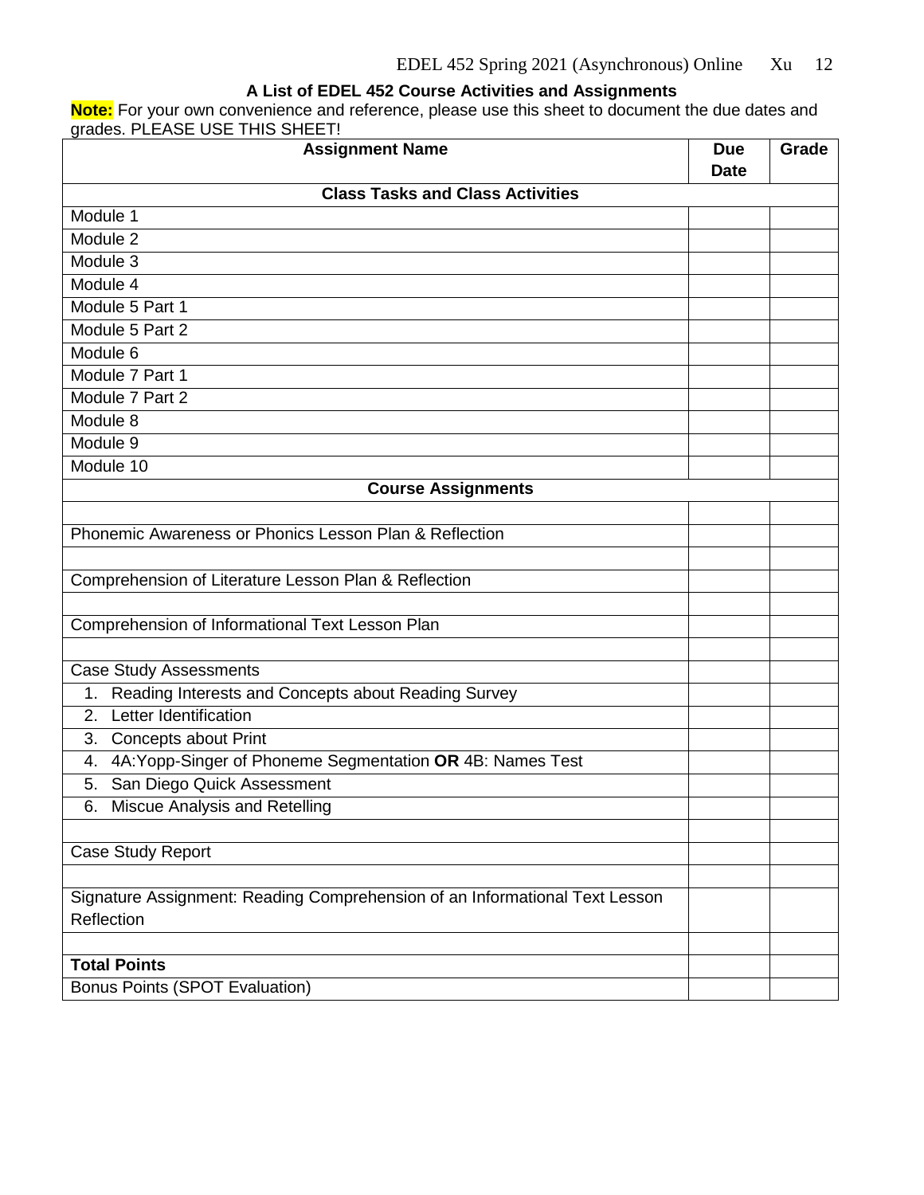### A List of EDEL 452 Course Activities and Assignments

**Note:** For your own convenience and reference, please use this sheet to document the due dates and grades. PLEASE USE THIS SHEET!

| Assignment Name | Due Date | Grade |
|---|---|---|
| **Class Tasks and Class Activities** | | |
| Module 1 | | |
| Module 2 | | |
| Module 3 | | |
| Module 4 | | |
| Module 5 Part 1 | | |
| Module 5 Part 2 | | |
| Module 6 | | |
| Module 7 Part 1 | | |
| Module 7 Part 2 | | |
| Module 8 | | |
| Module 9 | | |
| Module 10 | | |
| **Course Assignments** | | |
| | | |
| Phonemic Awareness or Phonics Lesson Plan & Reflection | | |
| | | |
| Comprehension of Literature Lesson Plan & Reflection | | |
| | | |
| Comprehension of Informational Text Lesson Plan | | |
| | | |
| Case Study Assessments | | |
| 1. Reading Interests and Concepts about Reading Survey | | |
| 2. Letter Identification | | |
| 3. Concepts about Print | | |
| 4. 4A:Yopp-Singer of Phoneme Segmentation **OR** 4B: Names Test | | |
| 5. San Diego Quick Assessment | | |
| 6. Miscue Analysis and Retelling | | |
| | | |
| Case Study Report | | |
| | | |
| Signature Assignment: Reading Comprehension of an Informational Text Lesson Reflection | | |
| | | |
| **Total Points** | | |
| Bonus Points (SPOT Evaluation) | | |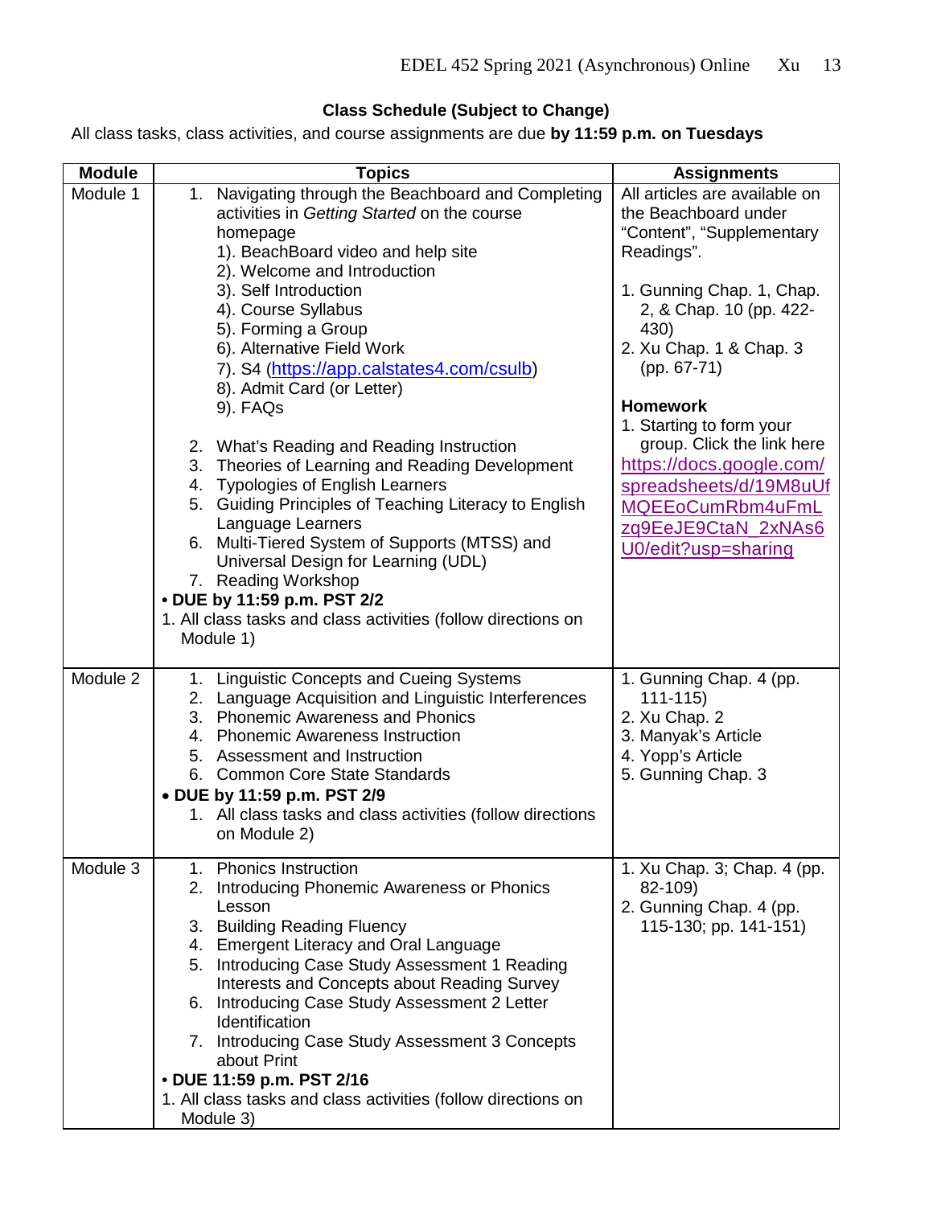**Class Schedule (Subject to Change)**

All class tasks, class activities, and course assignments are due **by 11:59 p.m. on Tuesdays**

| Module | Topics | Assignments |
|---|---|---|
| Module 1 | 1. Navigating through the Beachboard and Completing activities in *Getting Started* on the course homepage<br>1). BeachBoard video and help site<br>2). Welcome and Introduction<br>3). Self Introduction<br>4). Course Syllabus<br>5). Forming a Group<br>6). Alternative Field Work<br>7). S4 (https://app.calstates4.com/csulb)<br>8). Admit Card (or Letter)<br>9). FAQs<br><br>2. What's Reading and Reading Instruction<br>3. Theories of Learning and Reading Development<br>4. Typologies of English Learners<br>5. Guiding Principles of Teaching Literacy to English Language Learners<br>6. Multi-Tiered System of Supports (MTSS) and Universal Design for Learning (UDL)<br>7. Reading Workshop<br>**• DUE by 11:59 p.m. PST 2/2**<br>1. All class tasks and class activities (follow directions on Module 1) | All articles are available on the Beachboard under "Content", "Supplementary Readings".<br><br>1. Gunning Chap. 1, Chap. 2, & Chap. 10 (pp. 422-430)<br>2. Xu Chap. 1 & Chap. 3 (pp. 67-71)<br><br>**Homework**<br>1. Starting to form your group. Click the link here https://docs.google.com/spreadsheets/d/19M8uUfMQEEoCumRbm4uFmLzq9EeJE9CtaN_2xNAs6U0/edit?usp=sharing |
| Module 2 | 1. Linguistic Concepts and Cueing Systems<br>2. Language Acquisition and Linguistic Interferences<br>3. Phonemic Awareness and Phonics<br>4. Phonemic Awareness Instruction<br>5. Assessment and Instruction<br>6. Common Core State Standards<br>**• DUE by 11:59 p.m. PST 2/9**<br>1. All class tasks and class activities (follow directions on Module 2) | 1. Gunning Chap. 4 (pp. 111-115)<br>2. Xu Chap. 2<br>3. Manyak's Article<br>4. Yopp's Article<br>5. Gunning Chap. 3 |
| Module 3 | 1. Phonics Instruction<br>2. Introducing Phonemic Awareness or Phonics Lesson<br>3. Building Reading Fluency<br>4. Emergent Literacy and Oral Language<br>5. Introducing Case Study Assessment 1 Reading Interests and Concepts about Reading Survey<br>6. Introducing Case Study Assessment 2 Letter Identification<br>7. Introducing Case Study Assessment 3 Concepts about Print<br>**• DUE 11:59 p.m. PST 2/16**<br>1. All class tasks and class activities (follow directions on Module 3) | 1. Xu Chap. 3; Chap. 4 (pp. 82-109)<br>2. Gunning Chap. 4 (pp. 115-130; pp. 141-151) |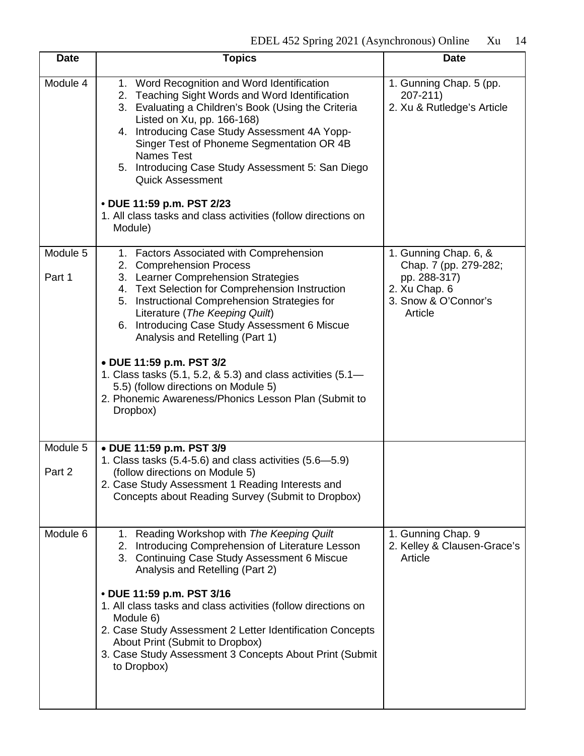| Date | Topics | Date |
|---|---|---|
| Module 4 | 1. Word Recognition and Word Identification<br>2. Teaching Sight Words and Word Identification<br>3. Evaluating a Children's Book (Using the Criteria Listed on Xu, pp. 166-168)<br>4. Introducing Case Study Assessment 4A Yopp-Singer Test of Phoneme Segmentation OR 4B Names Test<br>5. Introducing Case Study Assessment 5: San Diego Quick Assessment<br><br>• **DUE 11:59 p.m. PST 2/23**<br>1. All class tasks and class activities (follow directions on Module) | 1. Gunning Chap. 5 (pp. 207-211)<br>2. Xu & Rutledge's Article |
| Module 5 Part 1 | 1. Factors Associated with Comprehension<br>2. Comprehension Process<br>3. Learner Comprehension Strategies<br>4. Text Selection for Comprehension Instruction<br>5. Instructional Comprehension Strategies for Literature (*The Keeping Quilt*)<br>6. Introducing Case Study Assessment 6 Miscue Analysis and Retelling (Part 1)<br><br>• **DUE 11:59 p.m. PST 3/2**<br>1. Class tasks (5.1, 5.2, & 5.3) and class activities (5.1—5.5) (follow directions on Module 5)<br>2. Phonemic Awareness/Phonics Lesson Plan (Submit to Dropbox) | 1. Gunning Chap. 6, & Chap. 7 (pp. 279-282; pp. 288-317)<br>2. Xu Chap. 6<br>3. Snow & O'Connor's Article |
| Module 5 Part 2 | • **DUE 11:59 p.m. PST 3/9**<br>1. Class tasks (5.4-5.6) and class activities (5.6—5.9) (follow directions on Module 5)<br>2. Case Study Assessment 1 Reading Interests and Concepts about Reading Survey (Submit to Dropbox) | |
| Module 6 | 1. Reading Workshop with *The Keeping Quilt*<br>2. Introducing Comprehension of Literature Lesson<br>3. Continuing Case Study Assessment 6 Miscue Analysis and Retelling (Part 2)<br><br>• **DUE 11:59 p.m. PST 3/16**<br>1. All class tasks and class activities (follow directions on Module 6)<br>2. Case Study Assessment 2 Letter Identification Concepts About Print (Submit to Dropbox)<br>3. Case Study Assessment 3 Concepts About Print (Submit to Dropbox) | 1. Gunning Chap. 9<br>2. Kelley & Clausen-Grace's Article |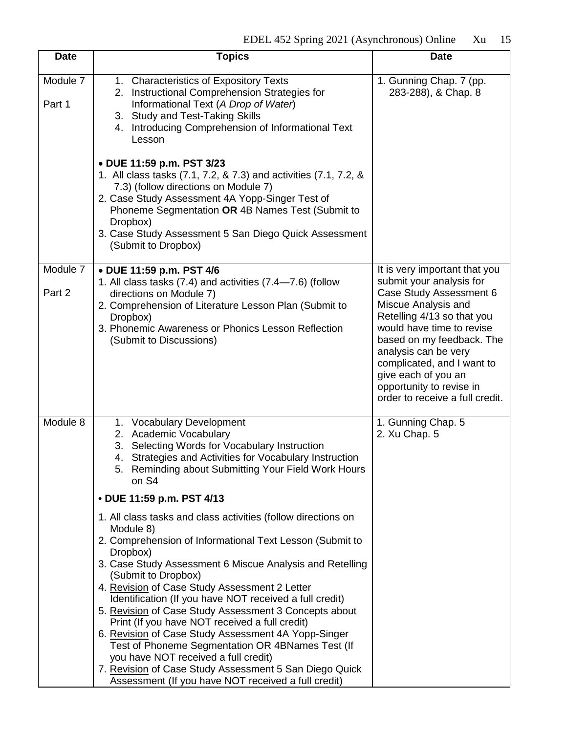| Date | Topics | Date |
|---|---|---|
| Module 7<br><br>Part 1 | 1. Characteristics of Expository Texts<br>2. Instructional Comprehension Strategies for Informational Text (*A Drop of Water*)<br>3. Study and Test-Taking Skills<br>4. Introducing Comprehension of Informational Text Lesson<br><br>• **DUE 11:59 p.m. PST 3/23**<br>1. All class tasks (7.1, 7.2, & 7.3) and activities (7.1, 7.2, & 7.3) (follow directions on Module 7)<br>2. Case Study Assessment 4A Yopp-Singer Test of Phoneme Segmentation **OR** 4B Names Test (Submit to Dropbox)<br>3. Case Study Assessment 5 San Diego Quick Assessment (Submit to Dropbox) | 1. Gunning Chap. 7 (pp. 283-288), & Chap. 8 |
| Module 7<br><br>Part 2 | • **DUE 11:59 p.m. PST 4/6**<br>1. All class tasks (7.4) and activities (7.4—7.6) (follow directions on Module 7)<br>2. Comprehension of Literature Lesson Plan (Submit to Dropbox)<br>3. Phonemic Awareness or Phonics Lesson Reflection (Submit to Discussions) | It is very important that you submit your analysis for Case Study Assessment 6 Miscue Analysis and Retelling 4/13 so that you would have time to revise based on my feedback. The analysis can be very complicated, and I want to give each of you an opportunity to revise in order to receive a full credit. |
| Module 8 | 1. Vocabulary Development<br>2. Academic Vocabulary<br>3. Selecting Words for Vocabulary Instruction<br>4. Strategies and Activities for Vocabulary Instruction<br>5. Reminding about Submitting Your Field Work Hours on S4<br><br>• **DUE 11:59 p.m. PST 4/13**<br><br>1. All class tasks and class activities (follow directions on Module 8)<br>2. Comprehension of Informational Text Lesson (Submit to Dropbox)<br>3. Case Study Assessment 6 Miscue Analysis and Retelling (Submit to Dropbox)<br>4. <u>Revision</u> of Case Study Assessment 2 Letter Identification (If you have NOT received a full credit)<br>5. <u>Revision</u> of Case Study Assessment 3 Concepts about Print (If you have NOT received a full credit)<br>6. <u>Revision</u> of Case Study Assessment 4A Yopp-Singer Test of Phoneme Segmentation OR 4BNames Test (If you have NOT received a full credit)<br>7. <u>Revision</u> of Case Study Assessment 5 San Diego Quick Assessment (If you have NOT received a full credit) | 1. Gunning Chap. 5<br>2. Xu Chap. 5 |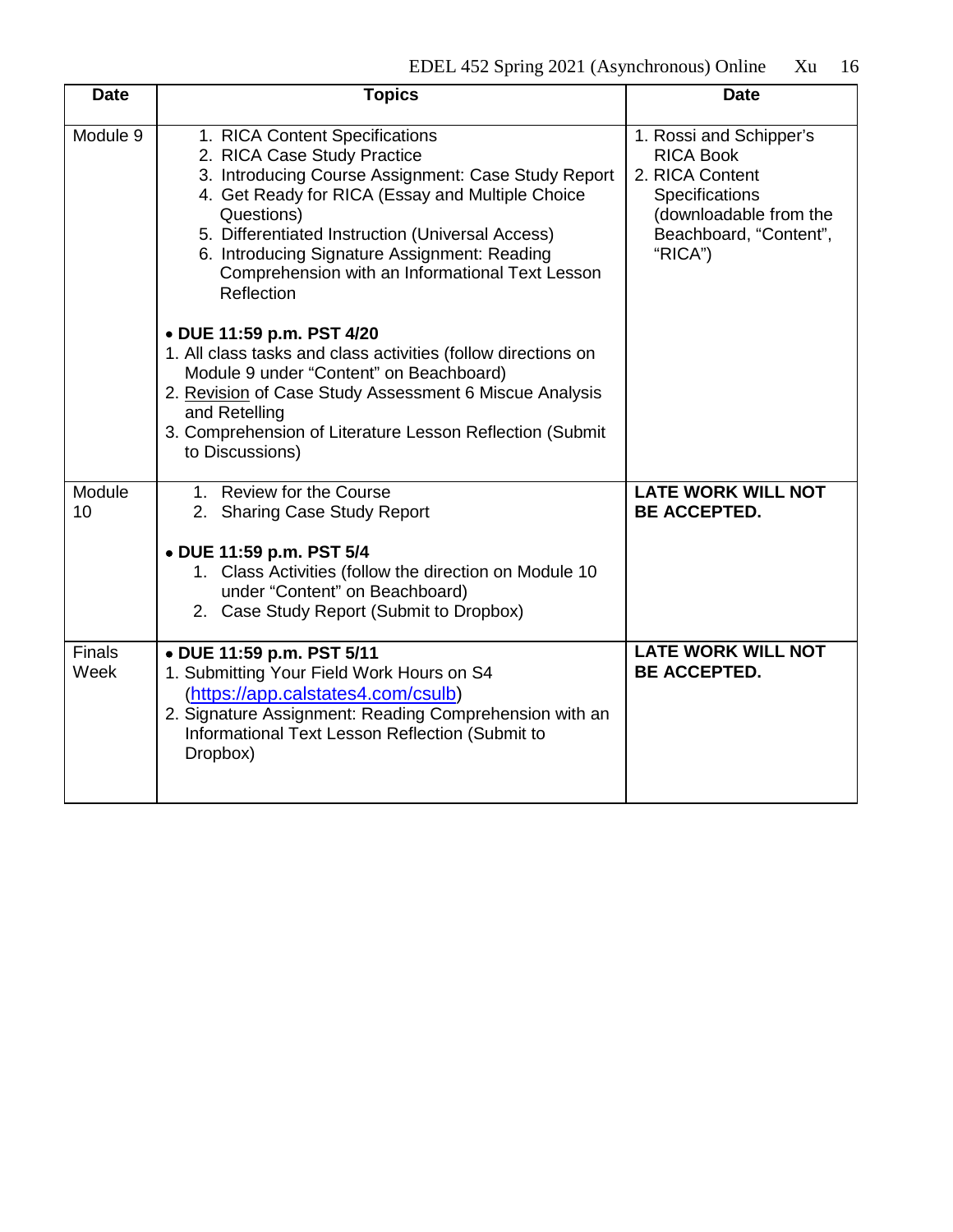| Date | Topics | Date |
| --- | --- | --- |
| Module 9 | 1. RICA Content Specifications<br>2. RICA Case Study Practice<br>3. Introducing Course Assignment: Case Study Report<br>4. Get Ready for RICA (Essay and Multiple Choice Questions)<br>5. Differentiated Instruction (Universal Access)<br>6. Introducing Signature Assignment: Reading Comprehension with an Informational Text Lesson Reflection<br><br>• **DUE 11:59 p.m. PST 4/20**<br>1. All class tasks and class activities (follow directions on Module 9 under "Content" on Beachboard)<br>2. Revision of Case Study Assessment 6 Miscue Analysis and Retelling<br>3. Comprehension of Literature Lesson Reflection (Submit to Discussions) | 1. Rossi and Schipper's RICA Book<br>2. RICA Content Specifications (downloadable from the Beachboard, "Content", "RICA") |
| Module 10 | 1. Review for the Course<br>2. Sharing Case Study Report<br><br>• **DUE 11:59 p.m. PST 5/4**<br>1. Class Activities (follow the direction on Module 10 under "Content" on Beachboard)<br>2. Case Study Report (Submit to Dropbox) | **LATE WORK WILL NOT BE ACCEPTED.** |
| Finals Week | • **DUE 11:59 p.m. PST 5/11**<br>1. Submitting Your Field Work Hours on S4 (https://app.calstates4.com/csulb)<br>2. Signature Assignment: Reading Comprehension with an Informational Text Lesson Reflection (Submit to Dropbox) | **LATE WORK WILL NOT BE ACCEPTED.** |